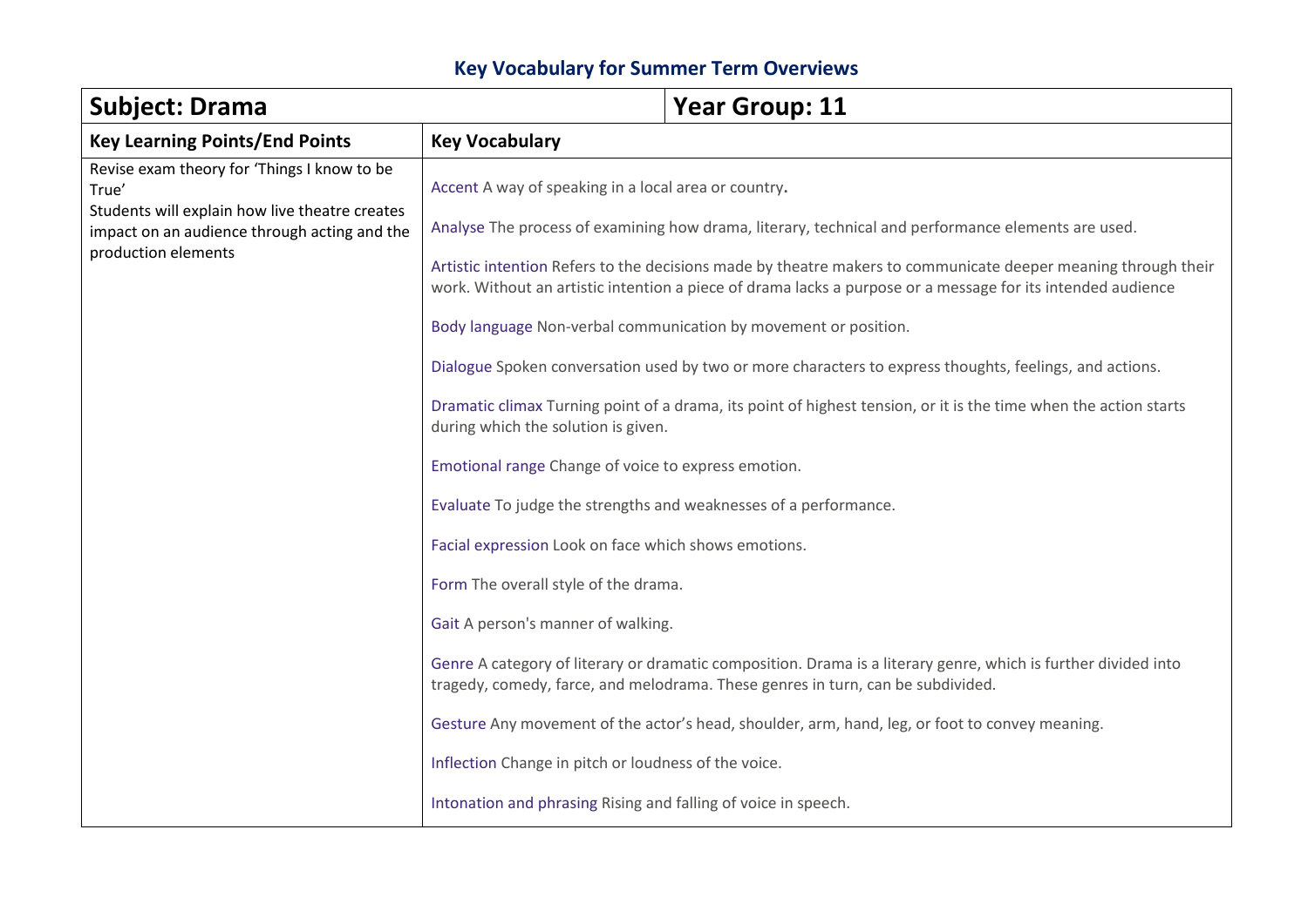# Key Vocabulary for Summer Term Overviews

| **Subject: Drama** | **Year Group: 11** |
|---|---|
| **Key Learning Points/End Points** | **Key Vocabulary** |
| Revise exam theory for 'Things I know to be True'<br>Students will explain how live theatre creates impact on an audience through acting and the production elements | Accent A way of speaking in a local area or country.<br><br>Analyse The process of examining how drama, literary, technical and performance elements are used.<br><br>Artistic intention Refers to the decisions made by theatre makers to communicate deeper meaning through their work. Without an artistic intention a piece of drama lacks a purpose or a message for its intended audience<br><br>Body language Non-verbal communication by movement or position.<br><br>Dialogue Spoken conversation used by two or more characters to express thoughts, feelings, and actions.<br><br>Dramatic climax Turning point of a drama, its point of highest tension, or it is the time when the action starts during which the solution is given.<br><br>Emotional range Change of voice to express emotion.<br><br>Evaluate To judge the strengths and weaknesses of a performance.<br><br>Facial expression Look on face which shows emotions.<br><br>Form The overall style of the drama.<br><br>Gait A person's manner of walking.<br><br>Genre A category of literary or dramatic composition. Drama is a literary genre, which is further divided into tragedy, comedy, farce, and melodrama. These genres in turn, can be subdivided.<br><br>Gesture Any movement of the actor's head, shoulder, arm, hand, leg, or foot to convey meaning.<br><br>Inflection Change in pitch or loudness of the voice.<br><br>Intonation and phrasing Rising and falling of voice in speech. |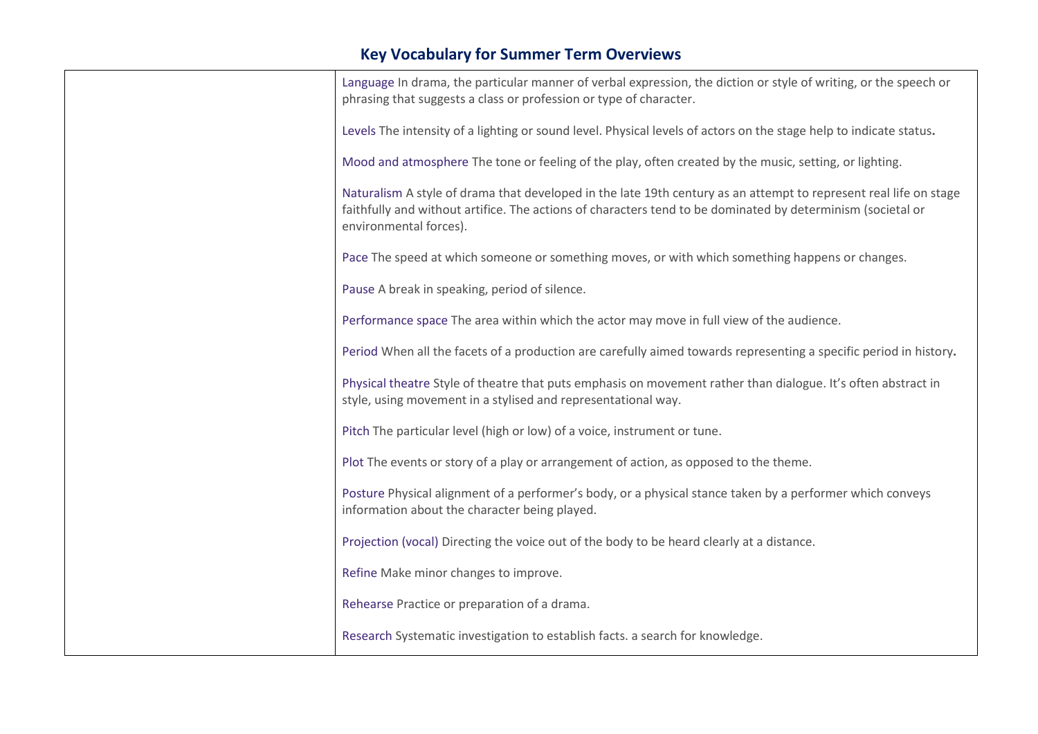## Key Vocabulary for Summer Term Overviews

| | |
|---|---|
| | Language In drama, the particular manner of verbal expression, the diction or style of writing, or the speech or phrasing that suggests a class or profession or type of character.<br><br>Levels The intensity of a lighting or sound level. Physical levels of actors on the stage help to indicate status**.**<br><br>Mood and atmosphere The tone or feeling of the play, often created by the music, setting, or lighting.<br><br>Naturalism A style of drama that developed in the late 19th century as an attempt to represent real life on stage faithfully and without artifice. The actions of characters tend to be dominated by determinism (societal or environmental forces).<br><br>Pace The speed at which someone or something moves, or with which something happens or changes.<br><br>Pause A break in speaking, period of silence.<br><br>Performance space The area within which the actor may move in full view of the audience.<br><br>Period When all the facets of a production are carefully aimed towards representing a specific period in history**.**<br><br>Physical theatre Style of theatre that puts emphasis on movement rather than dialogue. It's often abstract in style, using movement in a stylised and representational way.<br><br>Pitch The particular level (high or low) of a voice, instrument or tune.<br><br>Plot The events or story of a play or arrangement of action, as opposed to the theme.<br><br>Posture Physical alignment of a performer's body, or a physical stance taken by a performer which conveys information about the character being played.<br><br>Projection (vocal) Directing the voice out of the body to be heard clearly at a distance.<br><br>Refine Make minor changes to improve.<br><br>Rehearse Practice or preparation of a drama.<br><br>Research Systematic investigation to establish facts. a search for knowledge. |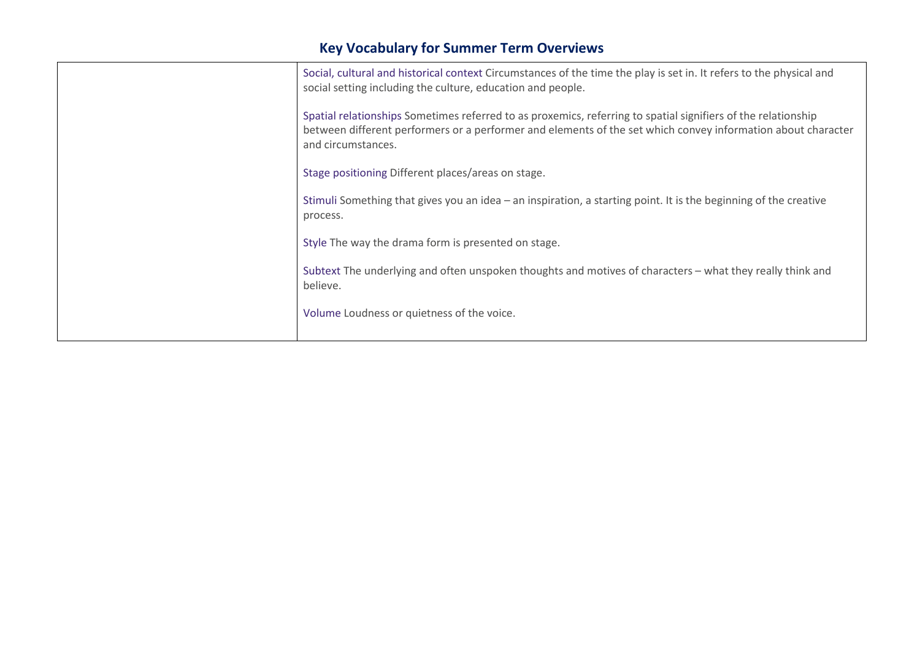## Key Vocabulary for Summer Term Overviews

| | |
|---|---|
| | Social, cultural and historical context Circumstances of the time the play is set in. It refers to the physical and social setting including the culture, education and people.<br><br>Spatial relationships Sometimes referred to as proxemics, referring to spatial signifiers of the relationship between different performers or a performer and elements of the set which convey information about character and circumstances.<br><br>Stage positioning Different places/areas on stage.<br><br>Stimuli Something that gives you an idea – an inspiration, a starting point. It is the beginning of the creative process.<br><br>Style The way the drama form is presented on stage.<br><br>Subtext The underlying and often unspoken thoughts and motives of characters – what they really think and believe.<br><br>Volume Loudness or quietness of the voice. |